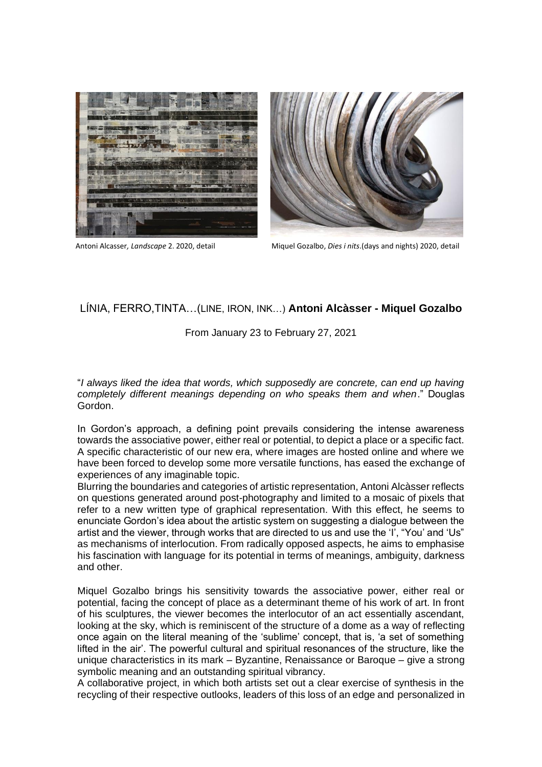Antoni Alcasser, *Landscape* 2. 2020, detail    Miquel Gozalbo, *Dies i nits*.(days and nights) 2020, detail

LÍNIA, FERRO,TINTA…(LINE, IRON, INK…) **Antoni Alcàsser - Miquel Gozalbo**

From January 23 to February 27, 2021

"*I always liked the idea that words, which supposedly are concrete, can end up having completely different meanings depending on who speaks them and when*." Douglas Gordon.

In Gordon's approach, a defining point prevails considering the intense awareness towards the associative power, either real or potential, to depict a place or a specific fact. A specific characteristic of our new era, where images are hosted online and where we have been forced to develop some more versatile functions, has eased the exchange of experiences of any imaginable topic.
Blurring the boundaries and categories of artistic representation, Antoni Alcàsser reflects on questions generated around post-photography and limited to a mosaic of pixels that refer to a new written type of graphical representation. With this effect, he seems to enunciate Gordon's idea about the artistic system on suggesting a dialogue between the artist and the viewer, through works that are directed to us and use the 'I', "You' and 'Us" as mechanisms of interlocution. From radically opposed aspects, he aims to emphasise his fascination with language for its potential in terms of meanings, ambiguity, darkness and other.

Miquel Gozalbo brings his sensitivity towards the associative power, either real or potential, facing the concept of place as a determinant theme of his work of art. In front of his sculptures, the viewer becomes the interlocutor of an act essentially ascendant, looking at the sky, which is reminiscent of the structure of a dome as a way of reflecting once again on the literal meaning of the 'sublime' concept, that is, 'a set of something lifted in the air'. The powerful cultural and spiritual resonances of the structure, like the unique characteristics in its mark – Byzantine, Renaissance or Baroque – give a strong symbolic meaning and an outstanding spiritual vibrancy.
A collaborative project, in which both artists set out a clear exercise of synthesis in the recycling of their respective outlooks, leaders of this loss of an edge and personalized in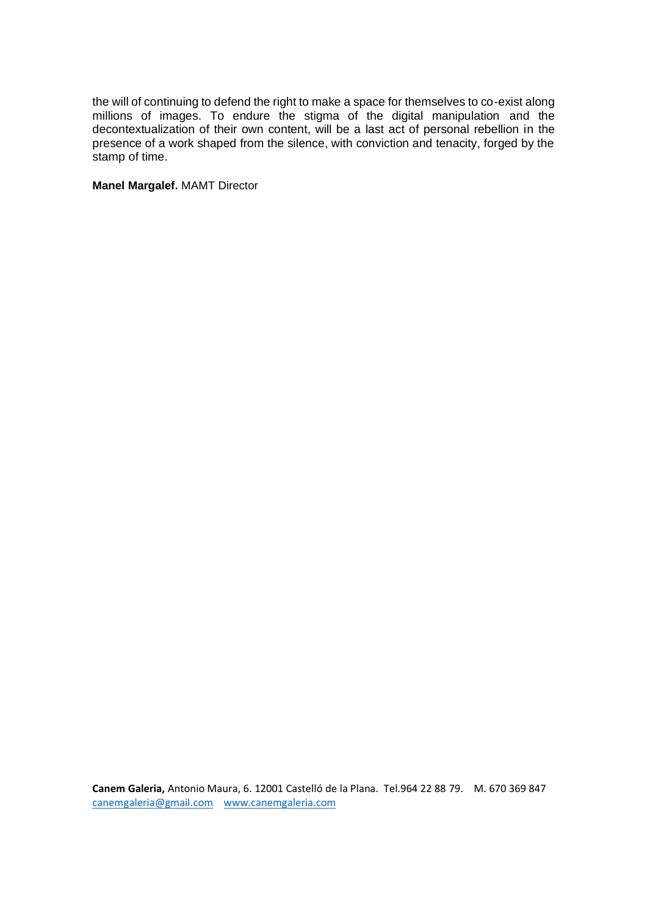the will of continuing to defend the right to make a space for themselves to co-exist along millions of images. To endure the stigma of the digital manipulation and the decontextualization of their own content, will be a last act of personal rebellion in the presence of a work shaped from the silence, with conviction and tenacity, forged by the stamp of time.

**Manel Margalef.** MAMT Director

**Canem Galeria,** Antonio Maura, 6. 12001 Castelló de la Plana. Tel.964 22 88 79. M. 670 369 847
canemgaleria@gmail.com www.canemgaleria.com